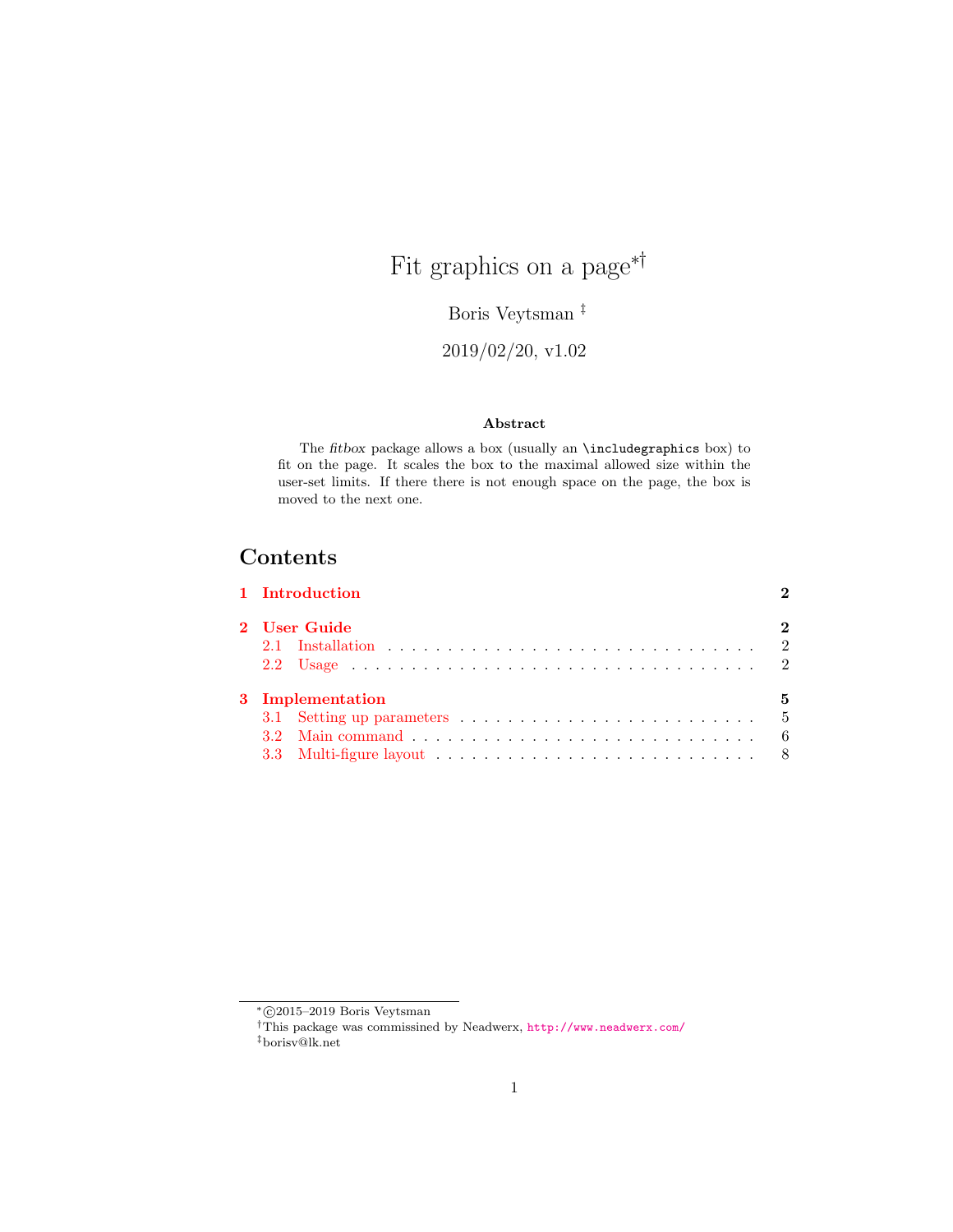# Fit graphics on a page[*][†]

Boris Veytsman [‡]

2019/02/20, v1.02

**Abstract**

The *fitbox* package allows a box (usually an `\includegraphics` box) to fit on the page. It scales the box to the maximal allowed size within the user-set limits. If there there is not enough space on the page, the box is moved to the next one.

## Contents

- **1 Introduction** — **2**
- **2 User Guide** — **2**
  - 2.1 Installation — 2
  - 2.2 Usage — 2
- **3 Implementation** — **5**
  - 3.1 Setting up parameters — 5
  - 3.2 Main command — 6
  - 3.3 Multi-figure layout — 8

---

[*]©2015–2019 Boris Veytsman

[†]This package was commissined by Neadwerx, http://www.neadwerx.com/

[‡]borisv@lk.net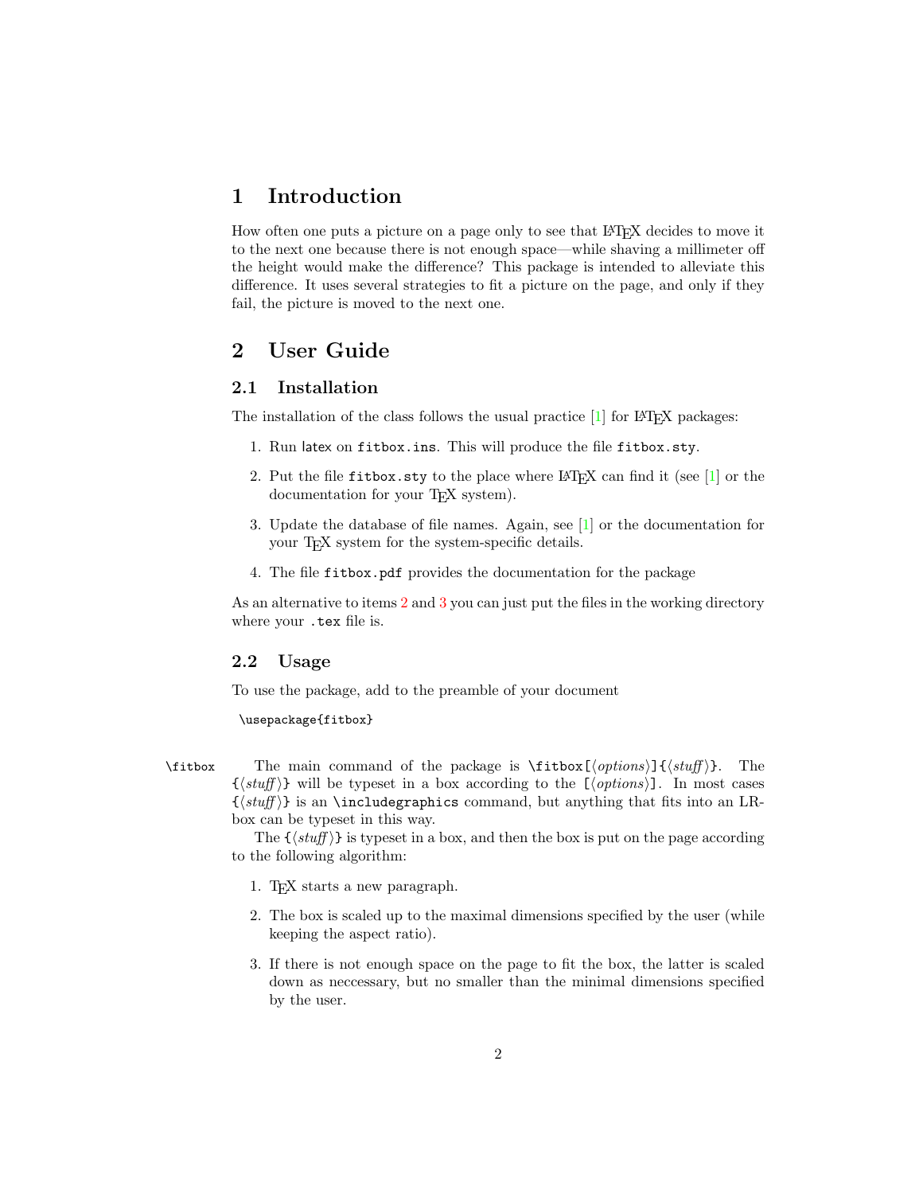# 1 Introduction

How often one puts a picture on a page only to see that LaTeX decides to move it to the next one because there is not enough space—while shaving a millimeter off the height would make the difference? This package is intended to alleviate this difference. It uses several strategies to fit a picture on the page, and only if they fail, the picture is moved to the next one.

# 2 User Guide

## 2.1 Installation

The installation of the class follows the usual practice [1] for LaTeX packages:

1. Run latex on `fitbox.ins`. This will produce the file `fitbox.sty`.
2. Put the file `fitbox.sty` to the place where LaTeX can find it (see [1] or the documentation for your TeX system).
3. Update the database of file names. Again, see [1] or the documentation for your TeX system for the system-specific details.
4. The file `fitbox.pdf` provides the documentation for the package

As an alternative to items 2 and 3 you can just put the files in the working directory where your `.tex` file is.

## 2.2 Usage

To use the package, add to the preamble of your document

```
\usepackage{fitbox}
```

`\fitbox` The main command of the package is `\fitbox[`⟨*options*⟩`]{`⟨*stuff*⟩`}`. The `{`⟨*stuff*⟩`}` will be typeset in a box according to the `[`⟨*options*⟩`]`. In most cases `{`⟨*stuff*⟩`}` is an `\includegraphics` command, but anything that fits into an LR-box can be typeset in this way.

The `{`⟨*stuff*⟩`}` is typeset in a box, and then the box is put on the page according to the following algorithm:

1. TeX starts a new paragraph.
2. The box is scaled up to the maximal dimensions specified by the user (while keeping the aspect ratio).
3. If there is not enough space on the page to fit the box, the latter is scaled down as neccessary, but no smaller than the minimal dimensions specified by the user.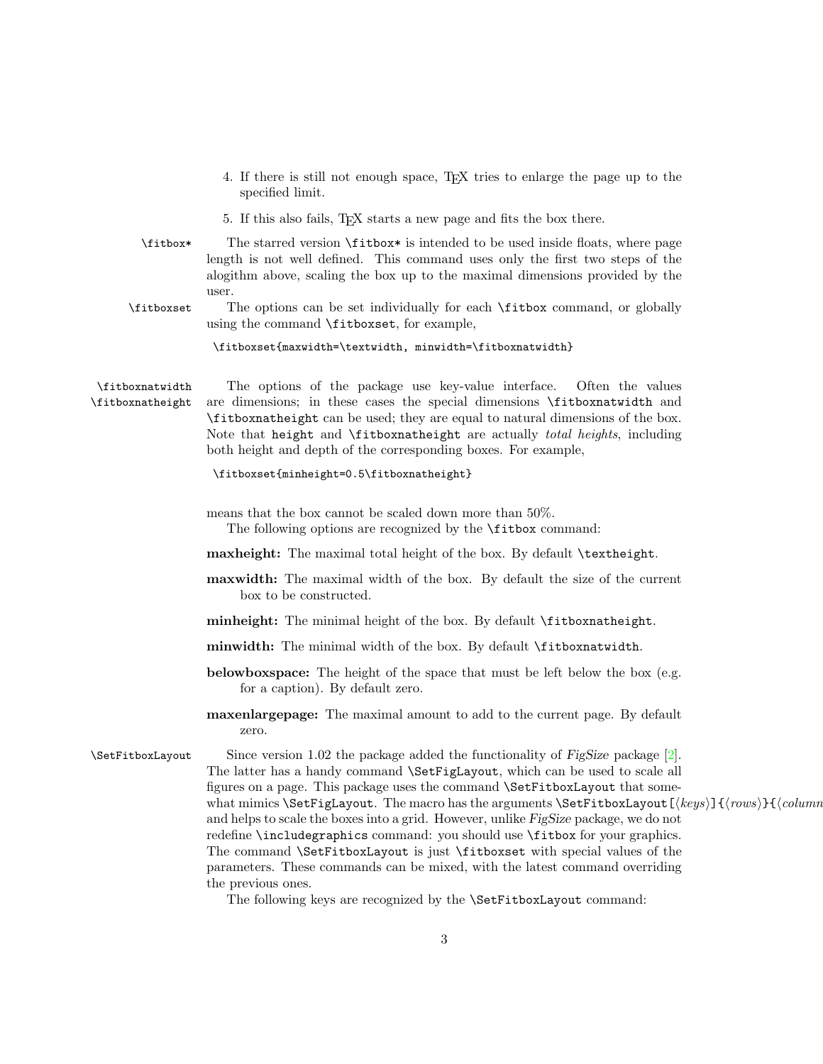4. If there is still not enough space, TEX tries to enlarge the page up to the specified limit.
5. If this also fails, TEX starts a new page and fits the box there.

`\fitbox*` The starred version `\fitbox*` is intended to be used inside floats, where page length is not well defined. This command uses only the first two steps of the alogithm above, scaling the box up to the maximal dimensions provided by the user.

`\fitboxset` The options can be set individually for each `\fitbox` command, or globally using the command `\fitboxset`, for example,

```
\fitboxset{maxwidth=\textwidth, minwidth=\fitboxnatwidth}
```

`\fitboxnatwidth` `\fitboxnatheight` The options of the package use key-value interface. Often the values are dimensions; in these cases the special dimensions `\fitboxnatwidth` and `\fitboxnatheight` can be used; they are equal to natural dimensions of the box. Note that `height` and `\fitboxnatheight` are actually *total heights*, including both height and depth of the corresponding boxes. For example,

```
\fitboxset{minheight=0.5\fitboxnatheight}
```

means that the box cannot be scaled down more than 50%.

The following options are recognized by the `\fitbox` command:

**maxheight:** The maximal total height of the box. By default `\textheight`.

**maxwidth:** The maximal width of the box. By default the size of the current box to be constructed.

**minheight:** The minimal height of the box. By default `\fitboxnatheight`.

**minwidth:** The minimal width of the box. By default `\fitboxnatwidth`.

**belowboxspace:** The height of the space that must be left below the box (e.g. for a caption). By default zero.

**maxenlargepage:** The maximal amount to add to the current page. By default zero.

`\SetFitboxLayout` Since version 1.02 the package added the functionality of *FigSize* package [2]. The latter has a handy command `\SetFigLayout`, which can be used to scale all figures on a page. This package uses the command `\SetFitboxLayout` that somewhat mimics `\SetFigLayout`. The macro has the arguments `\SetFitboxLayout[⟨keys⟩]{⟨rows⟩}{⟨column` and helps to scale the boxes into a grid. However, unlike *FigSize* package, we do not redefine `\includegraphics` command: you should use `\fitbox` for your graphics. The command `\SetFitboxLayout` is just `\fitboxset` with special values of the parameters. These commands can be mixed, with the latest command overriding the previous ones.

The following keys are recognized by the `\SetFitboxLayout` command: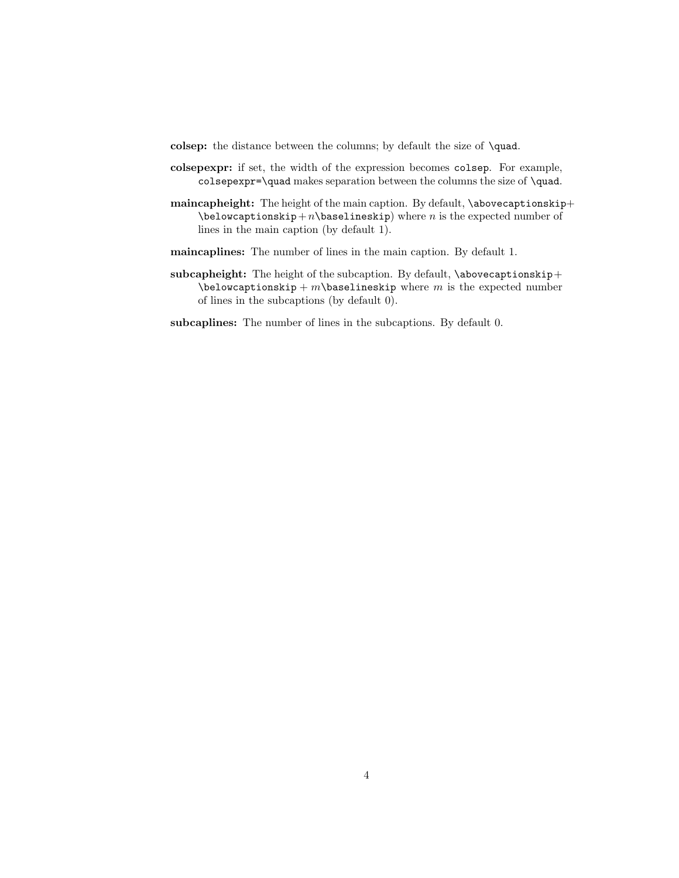**colsep:** the distance between the columns; by default the size of `\quad`.

**colsepexpr:** if set, the width of the expression becomes `colsep`. For example, `colsepexpr=\quad` makes separation between the columns the size of `\quad`.

**maincapheight:** The height of the main caption. By default, `\abovecaptionskip`+ `\belowcaptionskip`+$n$`\baselineskip`) where $n$ is the expected number of lines in the main caption (by default 1).

**maincaplines:** The number of lines in the main caption. By default 1.

**subcapheight:** The height of the subcaption. By default, `\abovecaptionskip`+ `\belowcaptionskip` + $m$`\baselineskip` where $m$ is the expected number of lines in the subcaptions (by default 0).

**subcaplines:** The number of lines in the subcaptions. By default 0.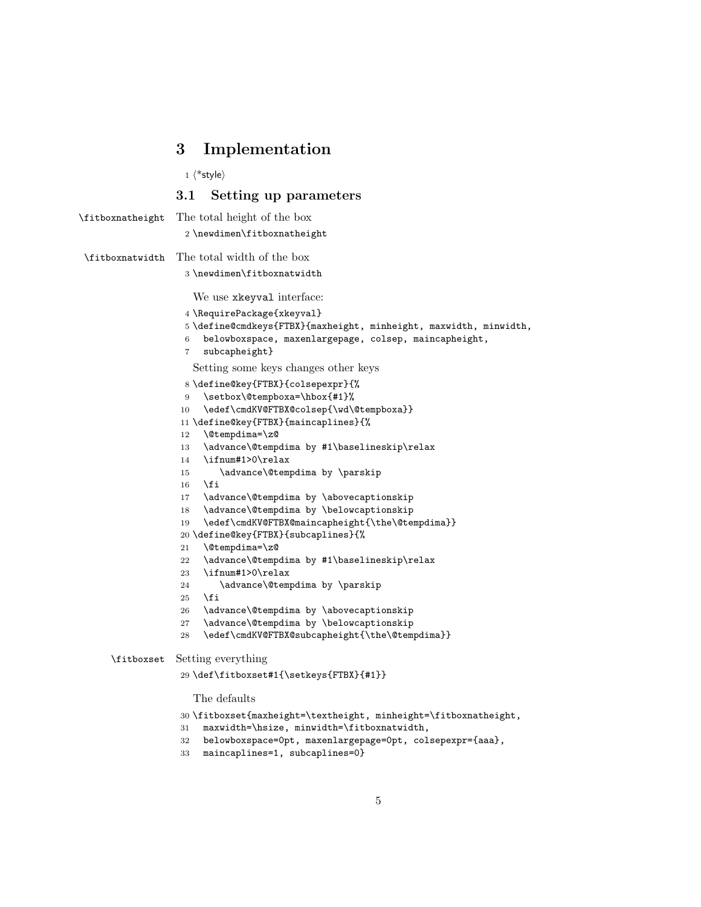# 3 Implementation

```
1 ⟨*style⟩
```

## 3.1 Setting up parameters

`\fitboxnatheight` The total height of the box

```
2 \newdimen\fitboxnatheight
```

`\fitboxnatwidth` The total width of the box

```
3 \newdimen\fitboxnatwidth
```

We use xkeyval interface:

```
4 \RequirePackage{xkeyval}
5 \define@cmdkeys{FTBX}{maxheight, minheight, maxwidth, minwidth,
6   belowboxspace, maxenlargepage, colsep, maincapheight,
7   subcapheight}
```

Setting some keys changes other keys

```
8 \define@key{FTBX}{colsepexpr}{%
9   \setbox\@tempboxa=\hbox{#1}%
10  \edef\cmdKV@FTBX@colsep{\wd\@tempboxa}}
11 \define@key{FTBX}{maincaplines}{%
12  \@tempdima=\z@
13  \advance\@tempdima by #1\baselineskip\relax
14  \ifnum#1>0\relax
15     \advance\@tempdima by \parskip
16  \fi
17  \advance\@tempdima by \abovecaptionskip
18  \advance\@tempdima by \belowcaptionskip
19  \edef\cmdKV@FTBX@maincapheight{\the\@tempdima}}
20 \define@key{FTBX}{subcaplines}{%
21  \@tempdima=\z@
22  \advance\@tempdima by #1\baselineskip\relax
23  \ifnum#1>0\relax
24     \advance\@tempdima by \parskip
25  \fi
26  \advance\@tempdima by \abovecaptionskip
27  \advance\@tempdima by \belowcaptionskip
28  \edef\cmdKV@FTBX@subcapheight{\the\@tempdima}}
```

`\fitboxset` Setting everything

```
29 \def\fitboxset#1{\setkeys{FTBX}{#1}}
```

The defaults

```
30 \fitboxset{maxheight=\textheight, minheight=\fitboxnatheight,
31   maxwidth=\hsize, minwidth=\fitboxnatwidth,
32   belowboxspace=0pt, maxenlargepage=0pt, colsepexpr={aaa},
33   maincaplines=1, subcaplines=0}
```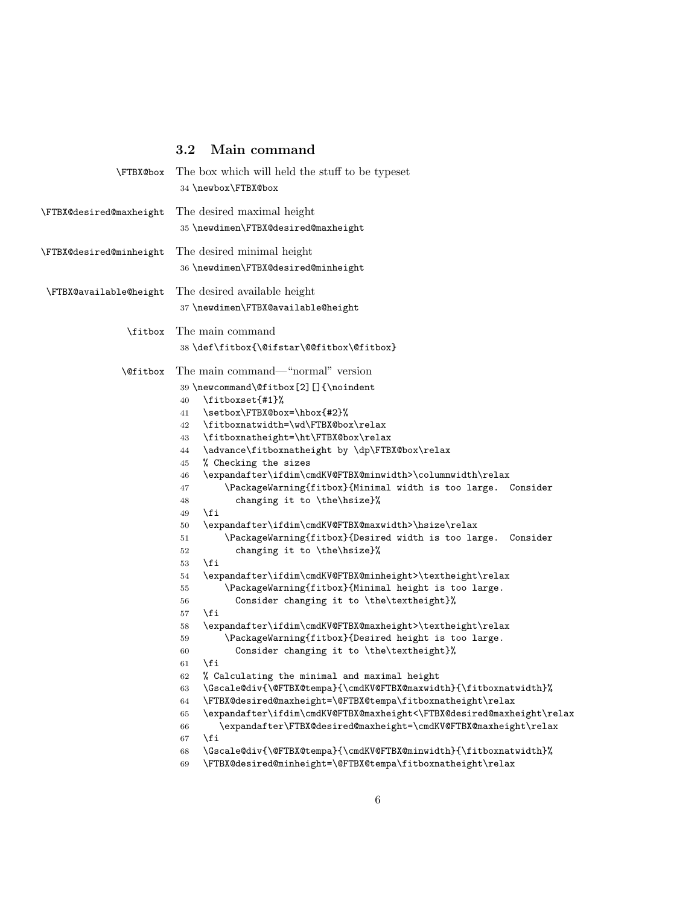### 3.2 Main command

`\FTBX@box` The box which will held the stuff to be typeset

```
34 \newbox\FTBX@box
```

`\FTBX@desired@maxheight` The desired maximal height

```
35 \newdimen\FTBX@desired@maxheight
```

`\FTBX@desired@minheight` The desired minimal height

```
36 \newdimen\FTBX@desired@minheight
```

`\FTBX@available@height` The desired available height

```
37 \newdimen\FTBX@available@height
```

`\fitbox` The main command

```
38 \def\fitbox{\@ifstar\@@fitbox\@fitbox}
```

`\@fitbox` The main command—“normal” version

```
39 \newcommand\@fitbox[2][]{\noindent
40   \fitboxset{#1}%
41   \setbox\FTBX@box=\hbox{#2}%
42   \fitboxnatwidth=\wd\FTBX@box\relax
43   \fitboxnatheight=\ht\FTBX@box\relax
44   \advance\fitboxnatheight by \dp\FTBX@box\relax
45   % Checking the sizes
46   \expandafter\ifdim\cmdKV@FTBX@minwidth>\columnwidth\relax
47       \PackageWarning{fitbox}{Minimal width is too large.  Consider
48         changing it to \the\hsize}%
49   \fi
50   \expandafter\ifdim\cmdKV@FTBX@maxwidth>\hsize\relax
51       \PackageWarning{fitbox}{Desired width is too large.  Consider
52         changing it to \the\hsize}%
53   \fi
54   \expandafter\ifdim\cmdKV@FTBX@minheight>\textheight\relax
55       \PackageWarning{fitbox}{Minimal height is too large.
56         Consider changing it to \the\textheight}%
57   \fi
58   \expandafter\ifdim\cmdKV@FTBX@maxheight>\textheight\relax
59       \PackageWarning{fitbox}{Desired height is too large.
60         Consider changing it to \the\textheight}%
61   \fi
62   % Calculating the minimal and maximal height
63   \Gscale@div{\@FTBX@tempa}{\cmdKV@FTBX@maxwidth}{\fitboxnatwidth}%
64   \FTBX@desired@maxheight=\@FTBX@tempa\fitboxnatheight\relax
65   \expandafter\ifdim\cmdKV@FTBX@maxheight<\FTBX@desired@maxheight\relax
66     \expandafter\FTBX@desired@maxheight=\cmdKV@FTBX@maxheight\relax
67   \fi
68   \Gscale@div{\@FTBX@tempa}{\cmdKV@FTBX@minwidth}{\fitboxnatwidth}%
69   \FTBX@desired@minheight=\@FTBX@tempa\fitboxnatheight\relax
```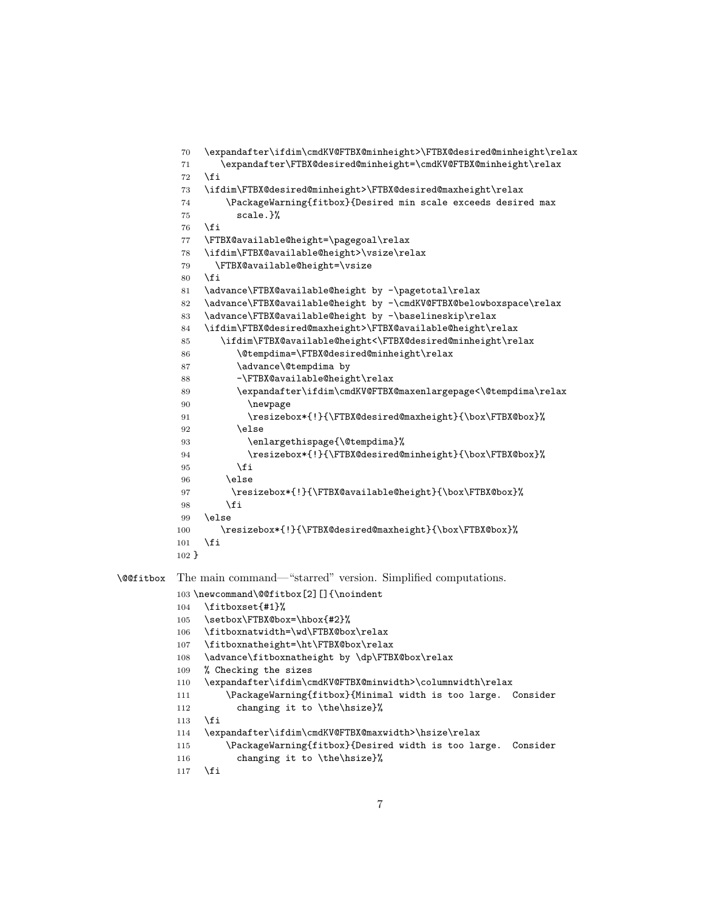```
70   \expandafter\ifdim\cmdKV@FTBX@minheight>\FTBX@desired@minheight\relax
71      \expandafter\FTBX@desired@minheight=\cmdKV@FTBX@minheight\relax
72   \fi
73   \ifdim\FTBX@desired@minheight>\FTBX@desired@maxheight\relax
74       \PackageWarning{fitbox}{Desired min scale exceeds desired max
75         scale.}%
76   \fi
77   \FTBX@available@height=\pagegoal\relax
78   \ifdim\FTBX@available@height>\vsize\relax
79     \FTBX@available@height=\vsize
80   \fi
81   \advance\FTBX@available@height by -\pagetotal\relax
82   \advance\FTBX@available@height by -\cmdKV@FTBX@belowboxspace\relax
83   \advance\FTBX@available@height by -\baselineskip\relax
84   \ifdim\FTBX@desired@maxheight>\FTBX@available@height\relax
85      \ifdim\FTBX@available@height<\FTBX@desired@minheight\relax
86        \@tempdima=\FTBX@desired@minheight\relax
87        \advance\@tempdima by
88        -\FTBX@available@height\relax
89        \expandafter\ifdim\cmdKV@FTBX@maxenlargepage<\@tempdima\relax
90          \newpage
91          \resizebox*{!}{\FTBX@desired@maxheight}{\box\FTBX@box}%
92        \else
93          \enlargethispage{\@tempdima}%
94          \resizebox*{!}{\FTBX@desired@minheight}{\box\FTBX@box}%
95        \fi
96      \else
97       \resizebox*{!}{\FTBX@available@height}{\box\FTBX@box}%
98      \fi
99   \else
100     \resizebox*{!}{\FTBX@desired@maxheight}{\box\FTBX@box}%
101  \fi
102 }
```

\@@fitbox The main command—"starred" version. Simplified computations.

```
103 \newcommand\@@fitbox[2][]{\noindent
104   \fitboxset{#1}%
105   \setbox\FTBX@box=\hbox{#2}%
106   \fitboxnatwidth=\wd\FTBX@box\relax
107   \fitboxnatheight=\ht\FTBX@box\relax
108   \advance\fitboxnatheight by \dp\FTBX@box\relax
109   % Checking the sizes
110   \expandafter\ifdim\cmdKV@FTBX@minwidth>\columnwidth\relax
111       \PackageWarning{fitbox}{Minimal width is too large.  Consider
112         changing it to \the\hsize}%
113   \fi
114   \expandafter\ifdim\cmdKV@FTBX@maxwidth>\hsize\relax
115       \PackageWarning{fitbox}{Desired width is too large.  Consider
116         changing it to \the\hsize}%
117   \fi
```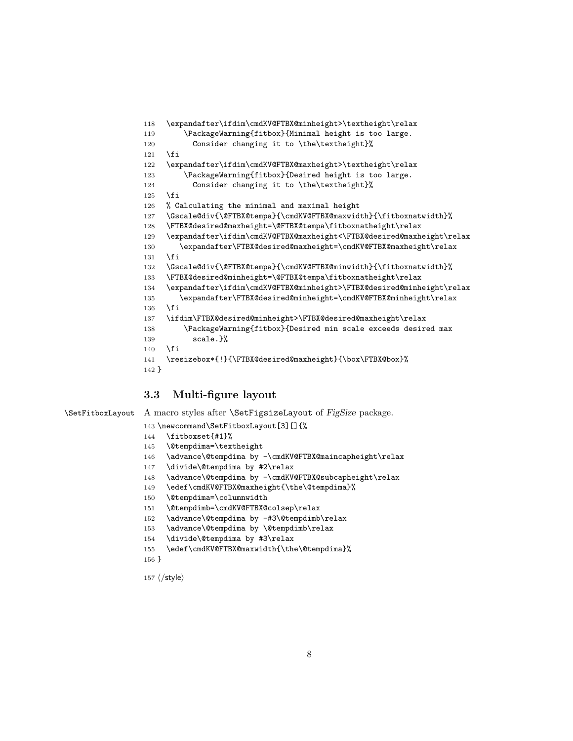```
118   \expandafter\ifdim\cmdKV@FTBX@minheight>\textheight\relax
119       \PackageWarning{fitbox}{Minimal height is too large.
120         Consider changing it to \the\textheight}%
121   \fi
122   \expandafter\ifdim\cmdKV@FTBX@maxheight>\textheight\relax
123       \PackageWarning{fitbox}{Desired height is too large.
124         Consider changing it to \the\textheight}%
125   \fi
126   % Calculating the minimal and maximal height
127   \Gscale@div{\@FTBX@tempa}{\cmdKV@FTBX@maxwidth}{\fitboxnatwidth}%
128   \FTBX@desired@maxheight=\@FTBX@tempa\fitboxnatheight\relax
129   \expandafter\ifdim\cmdKV@FTBX@maxheight<\FTBX@desired@maxheight\relax
130      \expandafter\FTBX@desired@maxheight=\cmdKV@FTBX@maxheight\relax
131   \fi
132   \Gscale@div{\@FTBX@tempa}{\cmdKV@FTBX@minwidth}{\fitboxnatwidth}%
133   \FTBX@desired@minheight=\@FTBX@tempa\fitboxnatheight\relax
134   \expandafter\ifdim\cmdKV@FTBX@minheight>\FTBX@desired@minheight\relax
135      \expandafter\FTBX@desired@minheight=\cmdKV@FTBX@minheight\relax
136   \fi
137   \ifdim\FTBX@desired@minheight>\FTBX@desired@maxheight\relax
138       \PackageWarning{fitbox}{Desired min scale exceeds desired max
139         scale.}%
140   \fi
141   \resizebox*{!}{\FTBX@desired@maxheight}{\box\FTBX@box}%
142 }
```

### 3.3 Multi-figure layout

`\SetFitboxLayout` A macro styles after `\SetFigsizeLayout` of *FigSize* package.

```
143 \newcommand\SetFitboxLayout[3][]{%
144   \fitboxset{#1}%
145   \@tempdima=\textheight
146   \advance\@tempdima by -\cmdKV@FTBX@maincapheight\relax
147   \divide\@tempdima by #2\relax
148   \advance\@tempdima by -\cmdKV@FTBX@subcapheight\relax
149   \edef\cmdKV@FTBX@maxheight{\the\@tempdima}%
150   \@tempdima=\columnwidth
151   \@tempdimb=\cmdKV@FTBX@colsep\relax
152   \advance\@tempdima by -#3\@tempdimb\relax
153   \advance\@tempdima by \@tempdimb\relax
154   \divide\@tempdima by #3\relax
155   \edef\cmdKV@FTBX@maxwidth{\the\@tempdima}%
156 }
157 ⟨/style⟩
```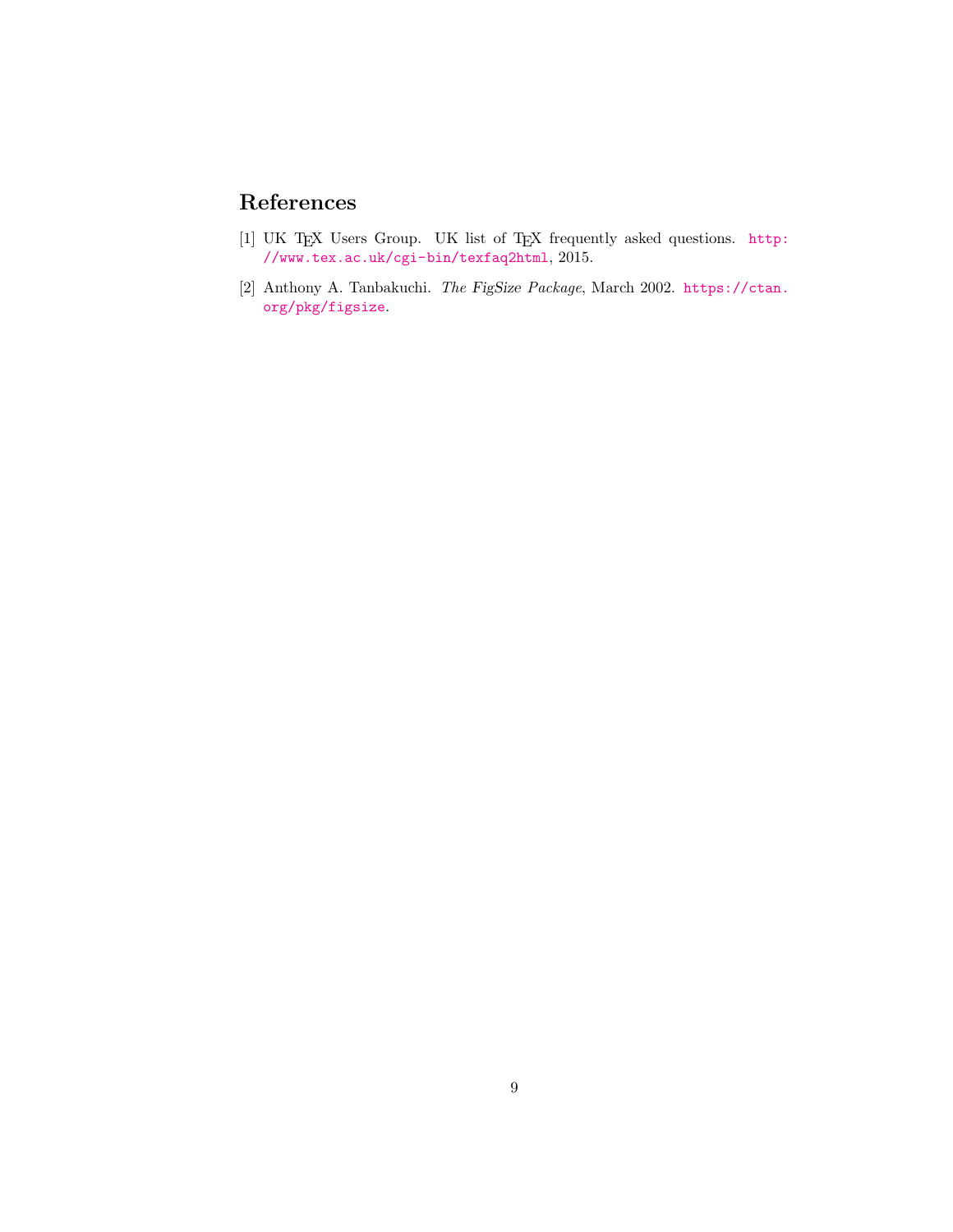# References

[1] UK TEX Users Group. UK list of TEX frequently asked questions. http://www.tex.ac.uk/cgi-bin/texfaq2html, 2015.

[2] Anthony A. Tanbakuchi. *The FigSize Package*, March 2002. https://ctan.org/pkg/figsize.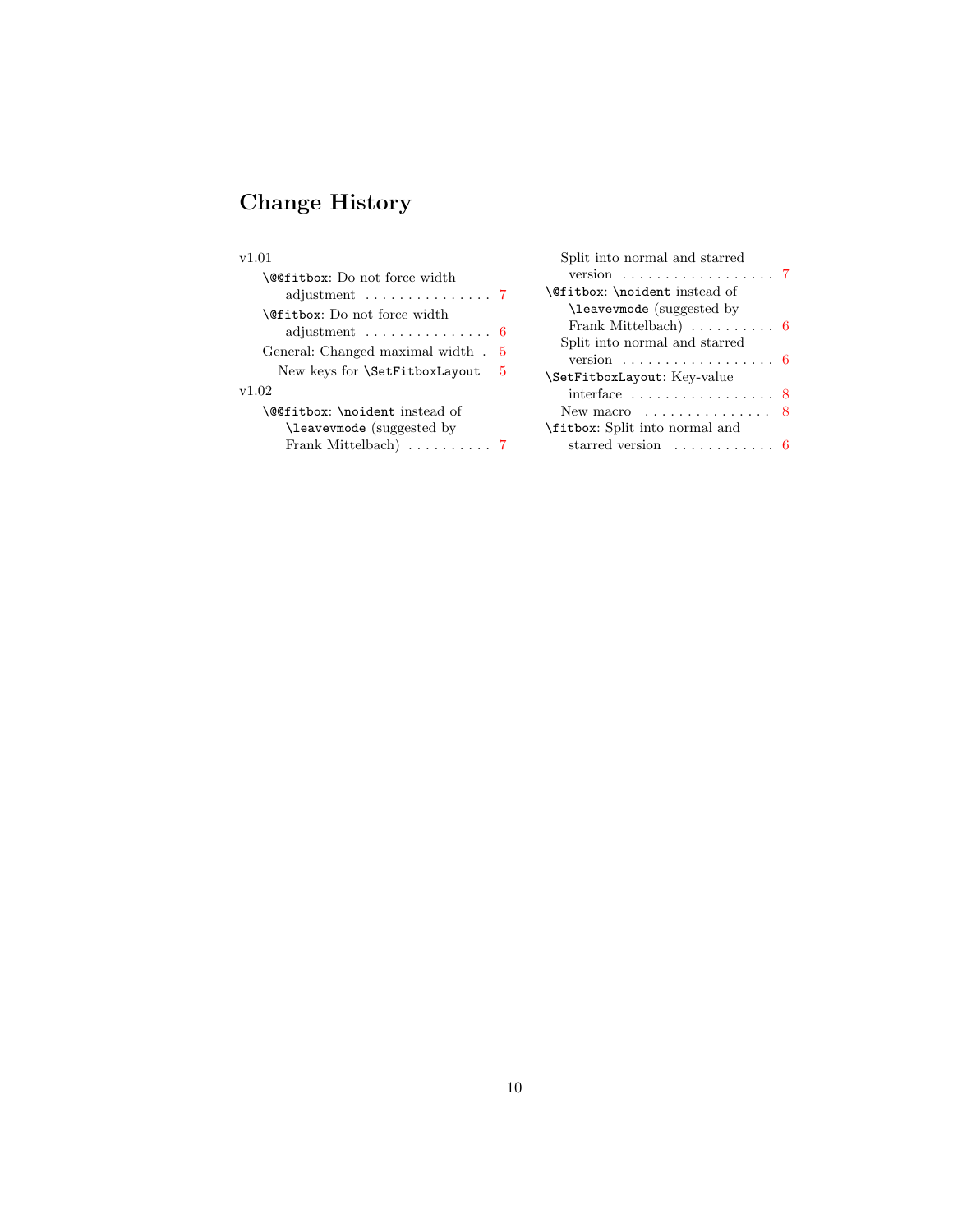# Change History

v1.01

- `\@@fitbox`: Do not force width adjustment ... 7
- `\@fitbox`: Do not force width adjustment ... 6
- General: Changed maximal width ... 5
  - New keys for `\SetFitboxLayout` ... 5

v1.02

- `\@@fitbox`: `\noident` instead of `\leavevmode` (suggested by Frank Mittelbach) ... 7
  - Split into normal and starred version ... 7
- `\@fitbox`: `\noident` instead of `\leavevmode` (suggested by Frank Mittelbach) ... 6
  - Split into normal and starred version ... 6
- `\SetFitboxLayout`: Key-value interface ... 8
  - New macro ... 8
- `\fitbox`: Split into normal and starred version ... 6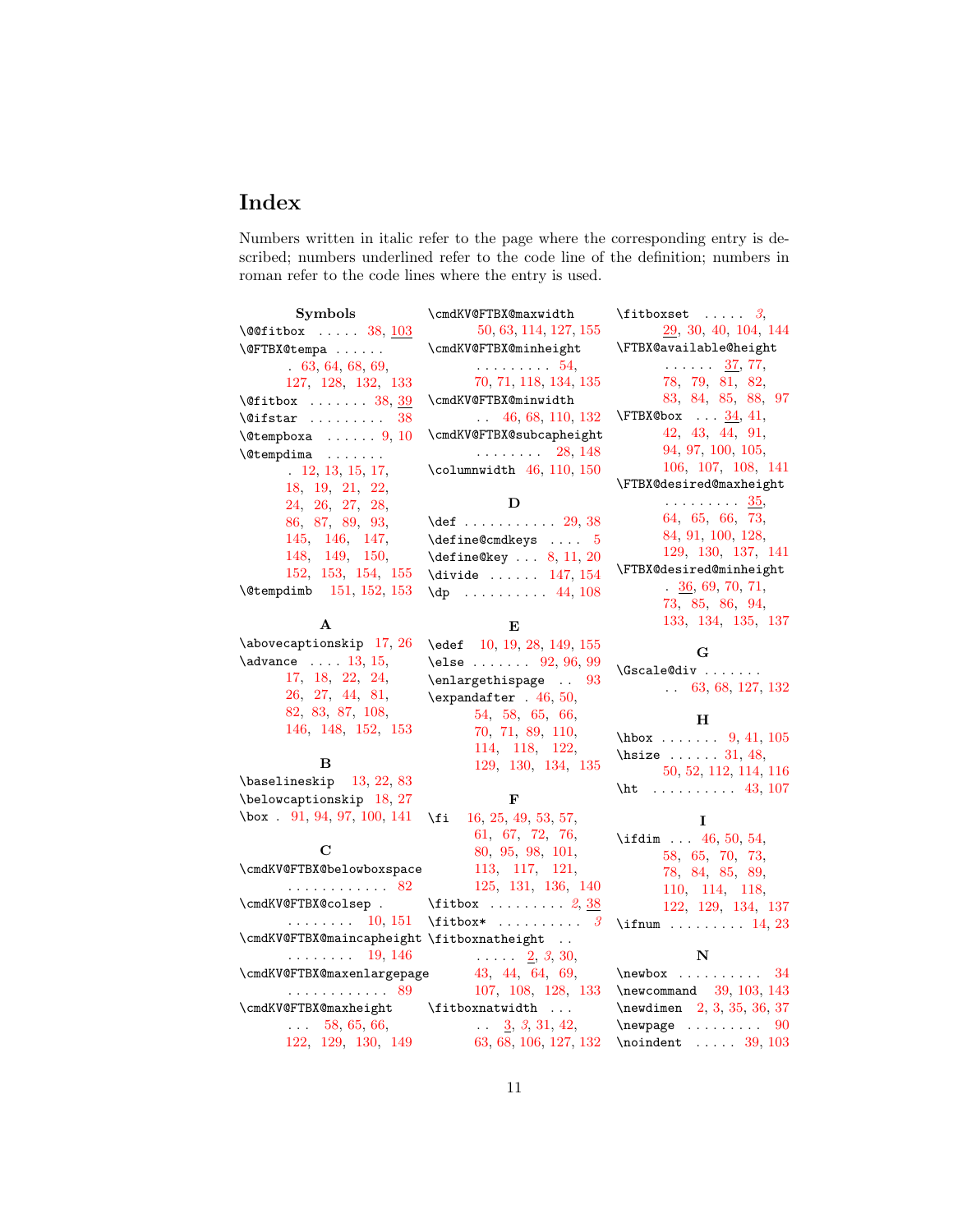# Index

Numbers written in italic refer to the page where the corresponding entry is described; numbers underlined refer to the code line of the definition; numbers in roman refer to the code lines where the entry is used.

**Symbols**

\@@fitbox . . . . . 38, <u>103</u>
\@FTBX@tempa . . . . . . . 63, 64, 68, 69, 127, 128, 132, 133
\@fitbox . . . . . . . 38, <u>39</u>
\@ifstar . . . . . . . . . 38
\@tempboxa . . . . . . 9, 10
\@tempdima . . . . . . . . 12, 13, 15, 17, 18, 19, 21, 22, 24, 26, 27, 28, 86, 87, 89, 93, 145, 146, 147, 148, 149, 150, 152, 153, 154, 155
\@tempdimb 151, 152, 153

**A**

\abovecaptionskip 17, 26
\advance . . . . 13, 15, 17, 18, 22, 24, 26, 27, 44, 81, 82, 83, 87, 108, 146, 148, 152, 153

**B**

\baselineskip 13, 22, 83
\belowcaptionskip 18, 27
\box . 91, 94, 97, 100, 141

**C**

\cmdKV@FTBX@belowboxspace . . . . . . . . . . . . 82
\cmdKV@FTBX@colsep . . . . . . . . . 10, 151
\cmdKV@FTBX@maincapheight . . . . . . . . 19, 146
\cmdKV@FTBX@maxenlargepage . . . . . . . . . . . . 89
\cmdKV@FTBX@maxheight . . . 58, 65, 66, 122, 129, 130, 149
\cmdKV@FTBX@maxwidth 50, 63, 114, 127, 155
\cmdKV@FTBX@minheight . . . . . . . . . 54, 70, 71, 118, 134, 135
\cmdKV@FTBX@minwidth . . 46, 68, 110, 132
\cmdKV@FTBX@subcapheight . . . . . . . . 28, 148
\columnwidth 46, 110, 150

**D**

\def . . . . . . . . . . . 29, 38
\define@cmdkeys . . . . 5
\define@key . . . 8, 11, 20
\divide . . . . . . 147, 154
\dp . . . . . . . . . . 44, 108

**E**

\edef 10, 19, 28, 149, 155
\else . . . . . . . 92, 96, 99
\enlargethispage . . 93
\expandafter . 46, 50, 54, 58, 65, 66, 70, 71, 89, 110, 114, 118, 122, 129, 130, 134, 135

**F**

\fi 16, 25, 49, 53, 57, 61, 67, 72, 76, 80, 95, 98, 101, 113, 117, 121, 125, 131, 136, 140
\fitbox . . . . . . . . . *2*, <u>38</u>
\fitbox* . . . . . . . . . . *3*
\fitboxnatheight . . . . . . . <u>2</u>, *3*, 30, 43, 44, 64, 69, 107, 108, 128, 133
\fitboxnatwidth . . . . . <u>3</u>, *3*, 31, 42, 63, 68, 106, 127, 132
\fitboxset . . . . . *3*, <u>29</u>, 30, 40, 104, 144
\FTBX@available@height . . . . . . <u>37</u>, 77, 78, 79, 81, 82, 83, 84, 85, 88, 97
\FTBX@box . . . <u>34</u>, 41, 42, 43, 44, 91, 94, 97, 100, 105, 106, 107, 108, 141
\FTBX@desired@maxheight . . . . . . . . . <u>35</u>, 64, 65, 66, 73, 84, 91, 100, 128, 129, 130, 137, 141
\FTBX@desired@minheight . <u>36</u>, 69, 70, 71, 73, 85, 86, 94, 133, 134, 135, 137

**G**

\Gscale@div . . . . . . . . . 63, 68, 127, 132

**H**

\hbox . . . . . . . 9, 41, 105
\hsize . . . . . . 31, 48, 50, 52, 112, 114, 116
\ht . . . . . . . . . . 43, 107

**I**

\ifdim . . . 46, 50, 54, 58, 65, 70, 73, 78, 84, 85, 89, 110, 114, 118, 122, 129, 134, 137
\ifnum . . . . . . . . . 14, 23

**N**

\newbox . . . . . . . . . . 34
\newcommand 39, 103, 143
\newdimen 2, 3, 35, 36, 37
\newpage . . . . . . . . . 90
\noindent . . . . . 39, 103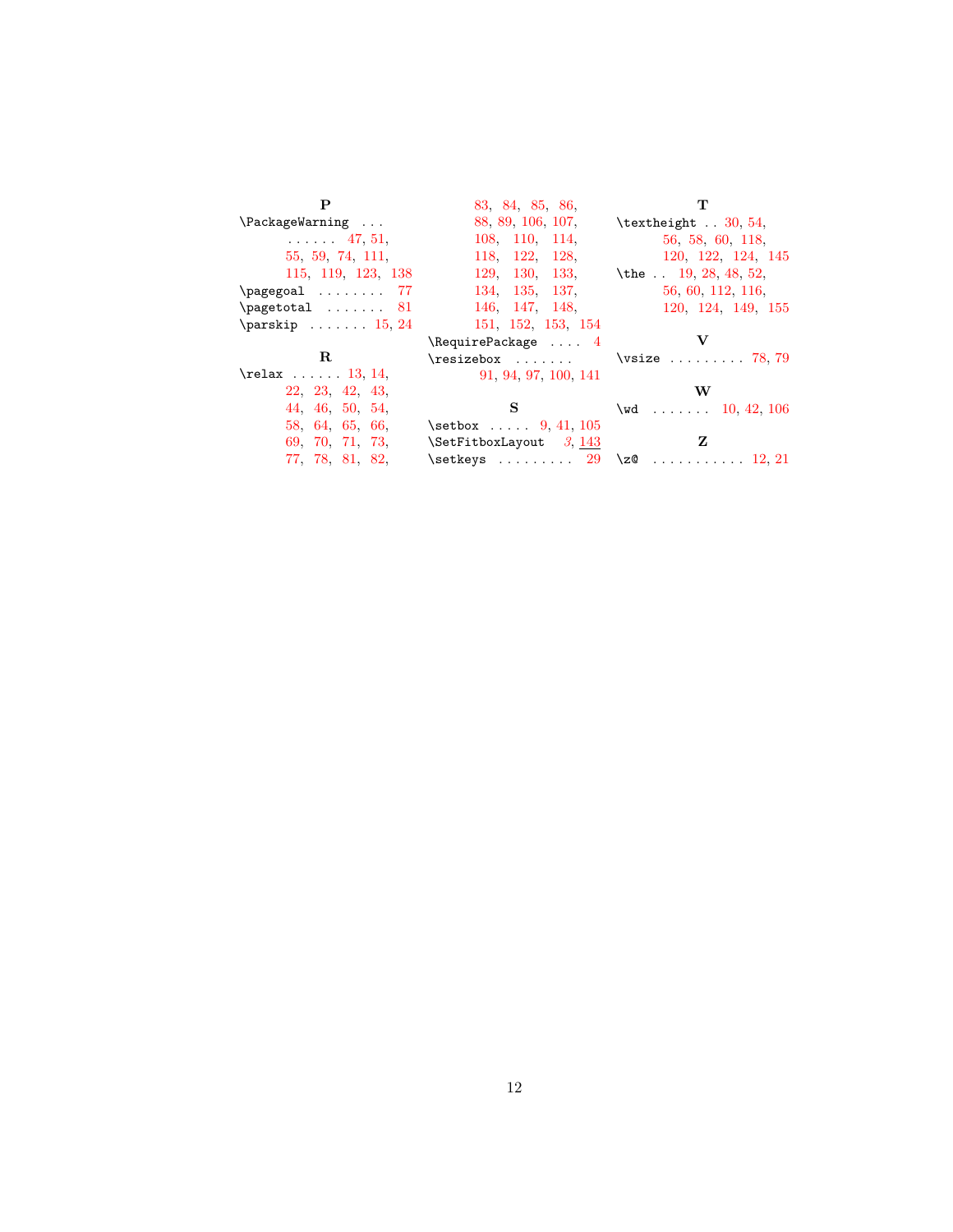**P**

\PackageWarning . . . . . . . . . 47, 51, 55, 59, 74, 111, 115, 119, 123, 138
\pagegoal . . . . . . . . 77
\pagetotal . . . . . . . 81
\parskip . . . . . . . 15, 24

**R**

\relax . . . . . . 13, 14, 22, 23, 42, 43, 44, 46, 50, 54, 58, 64, 65, 66, 69, 70, 71, 73, 77, 78, 81, 82, 83, 84, 85, 86, 88, 89, 106, 107, 108, 110, 114, 118, 122, 128, 129, 130, 133, 134, 135, 137, 146, 147, 148, 151, 152, 153, 154
\RequirePackage . . . . 4
\resizebox . . . . . . . 91, 94, 97, 100, 141

**S**

\setbox . . . . . 9, 41, 105
\SetFitboxLayout *3*, 143
\setkeys . . . . . . . . . 29

**T**

\textheight . . 30, 54, 56, 58, 60, 118, 120, 122, 124, 145
\the . . 19, 28, 48, 52, 56, 60, 112, 116, 120, 124, 149, 155

**V**

\vsize . . . . . . . . . 78, 79

**W**

\wd . . . . . . . 10, 42, 106

**Z**

\z@ . . . . . . . . . . . 12, 21